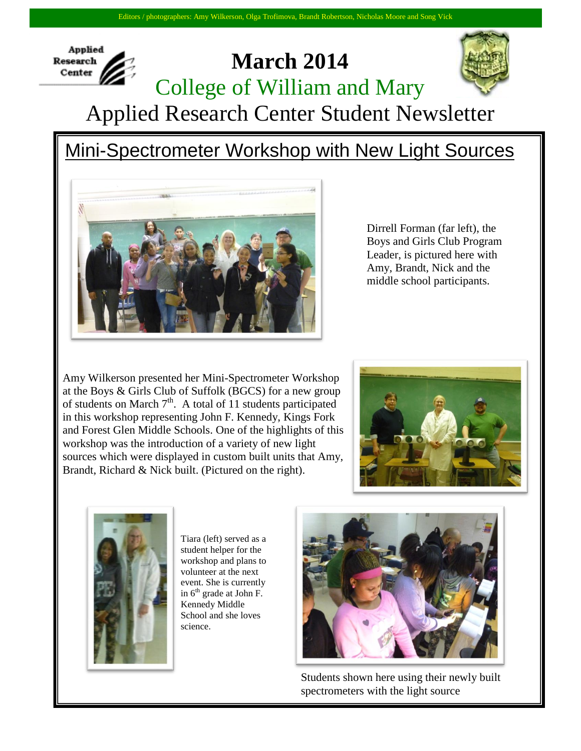Editors / photographers: Amy Wilkerson, Olga Trofimova, Brandt Robertson, Nicholas Moore and Song Vick

Applied Research Center

# March 2014

## College of William and Mary

## Applied Research Center Student Newsletter

## Mini-Spectrometer Workshop with New Light Sources

Dirrell Forman (far left), the Boys and Girls Club Program Leader, is pictured here with Amy, Brandt, Nick and the middle school participants.

Amy Wilkerson presented her Mini-Spectrometer Workshop at the Boys & Girls Club of Suffolk (BGCS) for a new group of students on March 7th. A total of 11 students participated in this workshop representing John F. Kennedy, Kings Fork and Forest Glen Middle Schools. One of the highlights of this workshop was the introduction of a variety of new light sources which were displayed in custom built units that Amy, Brandt, Richard & Nick built. (Pictured on the right).

Tiara (left) served as a student helper for the workshop and plans to volunteer at the next event. She is currently in 6th grade at John F. Kennedy Middle School and she loves science.

Students shown here using their newly built spectrometers with the light source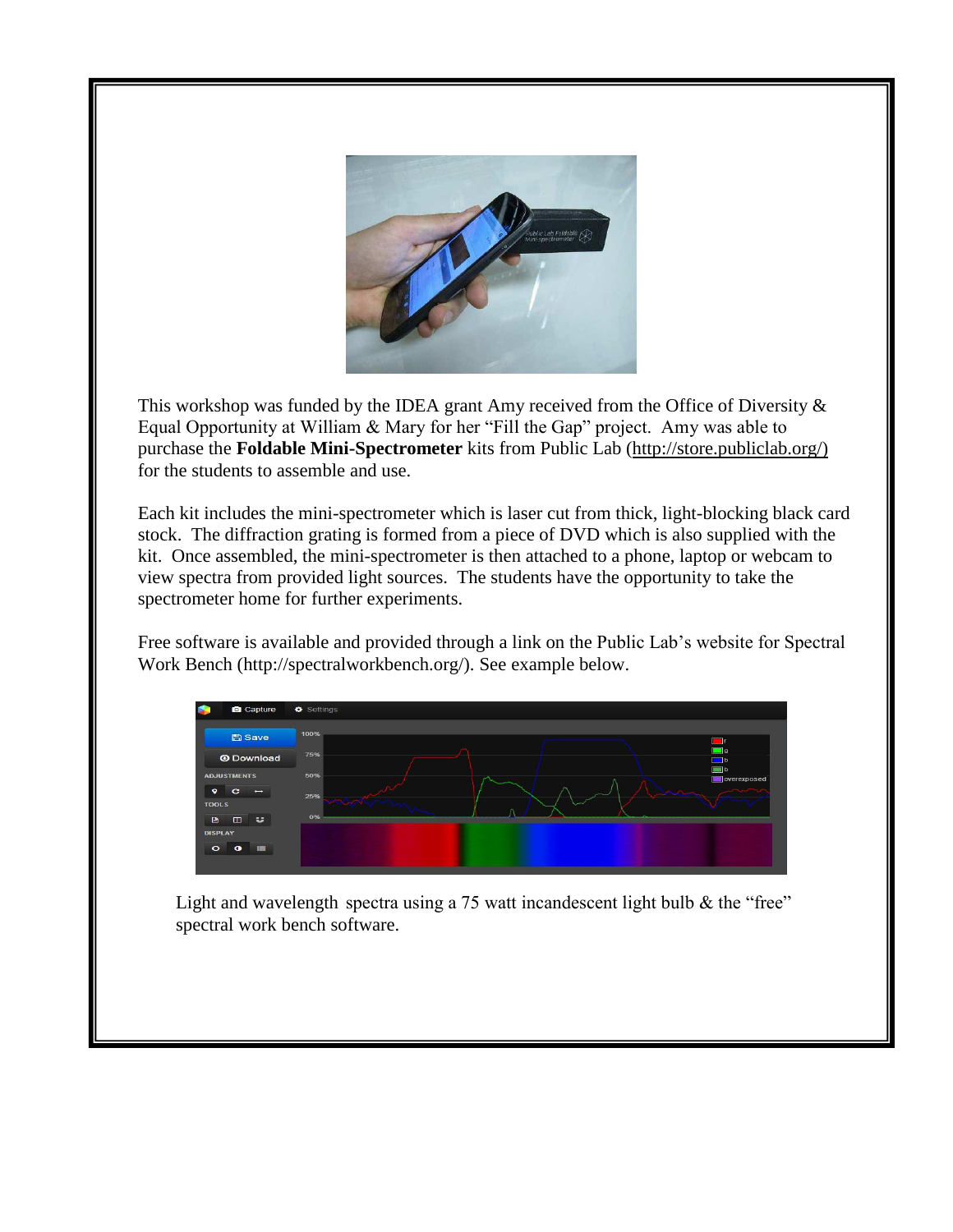This workshop was funded by the IDEA grant Amy received from the Office of Diversity & Equal Opportunity at William & Mary for her "Fill the Gap" project. Amy was able to purchase the **Foldable Mini-Spectrometer** kits from Public Lab (http://store.publiclab.org/) for the students to assemble and use.

Each kit includes the mini-spectrometer which is laser cut from thick, light-blocking black card stock. The diffraction grating is formed from a piece of DVD which is also supplied with the kit. Once assembled, the mini-spectrometer is then attached to a phone, laptop or webcam to view spectra from provided light sources. The students have the opportunity to take the spectrometer home for further experiments.

Free software is available and provided through a link on the Public Lab's website for Spectral Work Bench (http://spectralworkbench.org/). See example below.

Light and wavelength spectra using a 75 watt incandescent light bulb & the "free" spectral work bench software.